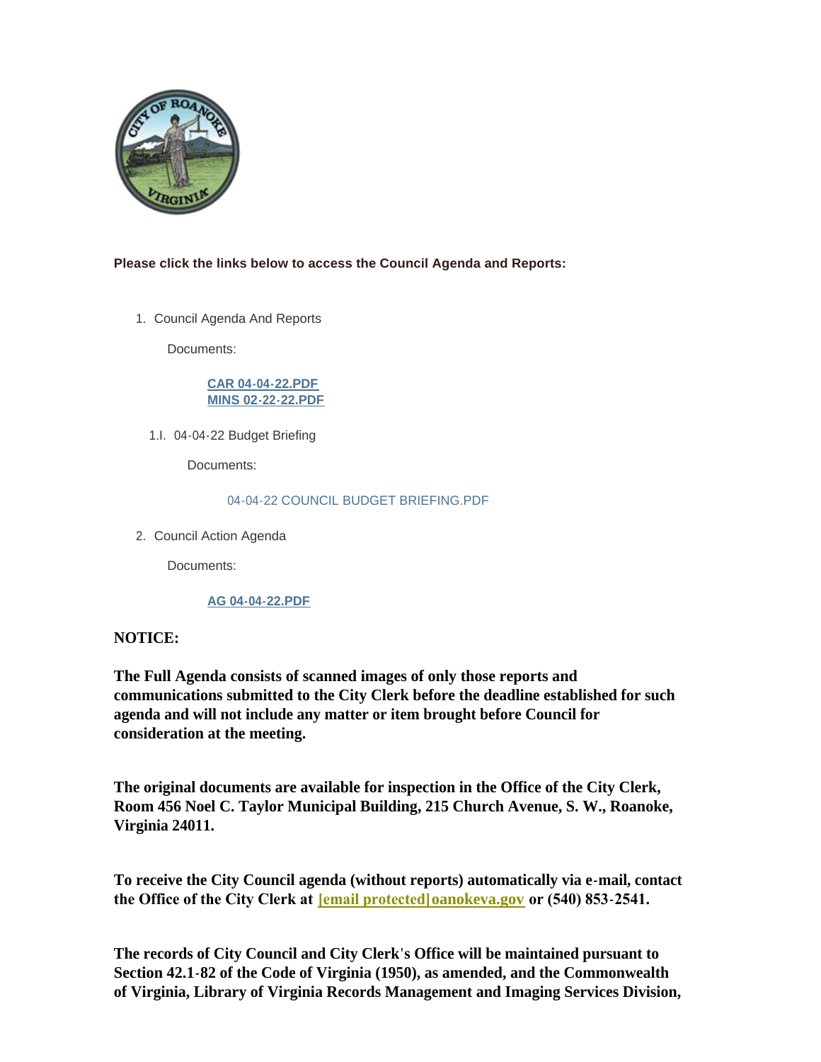**Please click the links below to access the Council Agenda and Reports:**

1. Council Agenda And Reports

   Documents:

   [CAR 04-04-22.PDF]
   [MINS 02-22-22.PDF]

   1.I. 04-04-22 Budget Briefing

   Documents:

   04-04-22 COUNCIL BUDGET BRIEFING.PDF

2. Council Action Agenda

   Documents:

   [AG 04-04-22.PDF]

**NOTICE:**

**The Full Agenda consists of scanned images of only those reports and communications submitted to the City Clerk before the deadline established for such agenda and will not include any matter or item brought before Council for consideration at the meeting.**

**The original documents are available for inspection in the Office of the City Clerk, Room 456 Noel C. Taylor Municipal Building, 215 Church Avenue, S. W., Roanoke, Virginia 24011.**

**To receive the City Council agenda (without reports) automatically via e-mail, contact the Office of the City Clerk at [email protected]oanokeva.gov or (540) 853-2541.**

**The records of City Council and City Clerk's Office will be maintained pursuant to Section 42.1-82 of the Code of Virginia (1950), as amended, and the Commonwealth of Virginia, Library of Virginia Records Management and Imaging Services Division,**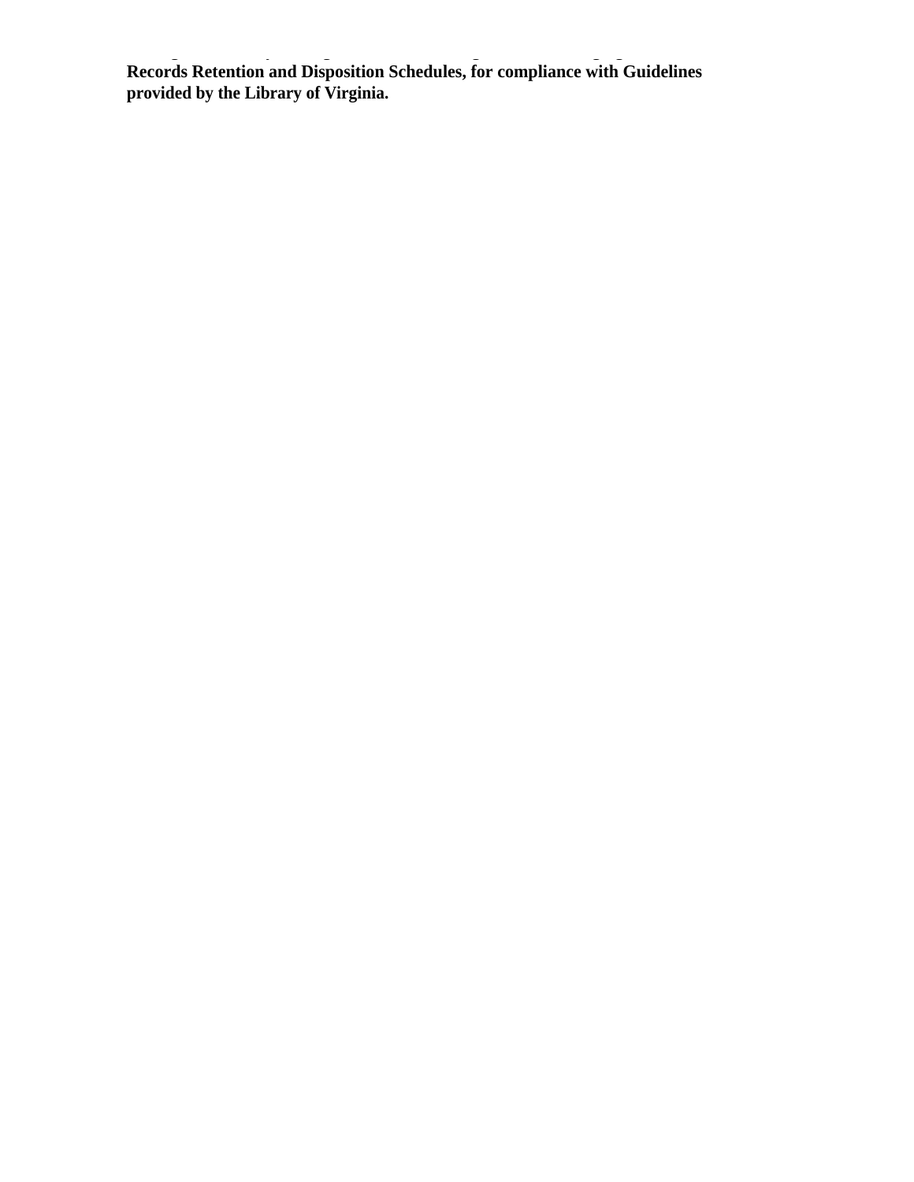**Records Retention and Disposition Schedules, for compliance with Guidelines provided by the Library of Virginia.**